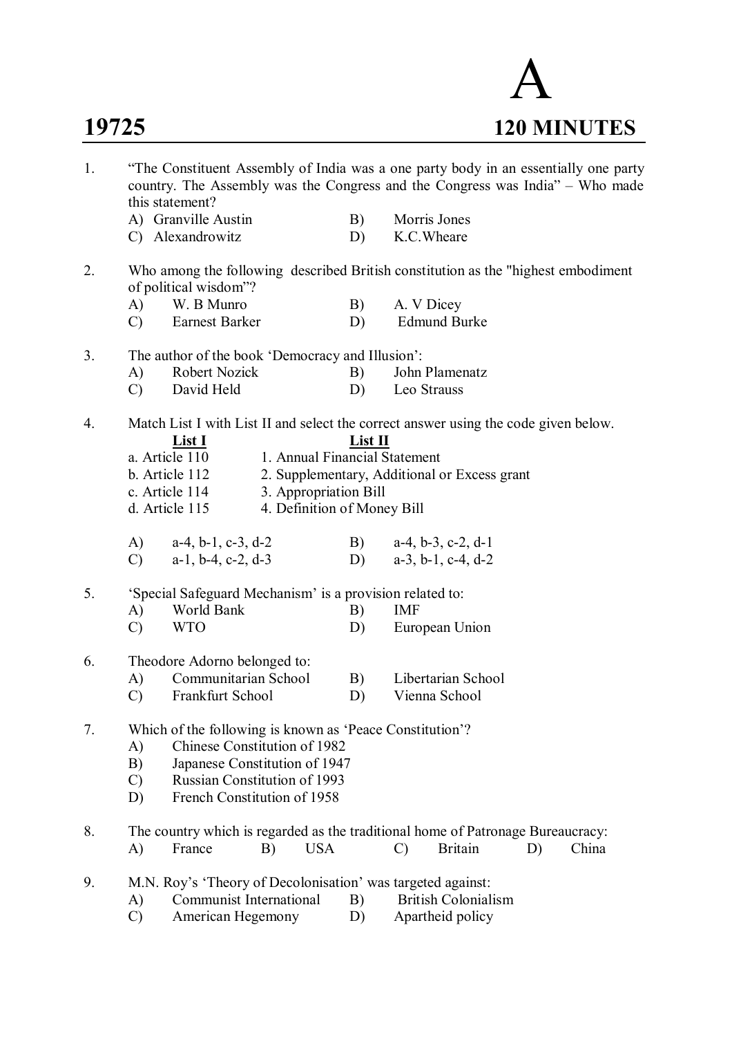# 19725

# A

**120 MINUTES**

1. "The Constituent Assembly of India was a one party body in an essentially one party country. The Assembly was the Congress and the Congress was India" – Who made this statement?
   A) Granville Austin
   B) Morris Jones
   C) Alexandrowitz
   D) K.C.Wheare

2. Who among the following described British constitution as the "highest embodiment of political wisdom"?
   A) W. B Munro
   B) A. V Dicey
   C) Earnest Barker
   D) Edmund Burke

3. The author of the book 'Democracy and Illusion':
   A) Robert Nozick
   B) John Plamenatz
   C) David Held
   D) Leo Strauss

4. Match List I with List II and select the correct answer using the code given below.

| **List I** | **List II** |
|---|---|
| a. Article 110 | 1. Annual Financial Statement |
| b. Article 112 | 2. Supplementary, Additional or Excess grant |
| c. Article 114 | 3. Appropriation Bill |
| d. Article 115 | 4. Definition of Money Bill |

   A) a-4, b-1, c-3, d-2
   B) a-4, b-3, c-2, d-1
   C) a-1, b-4, c-2, d-3
   D) a-3, b-1, c-4, d-2

5. 'Special Safeguard Mechanism' is a provision related to:
   A) World Bank
   B) IMF
   C) WTO
   D) European Union

6. Theodore Adorno belonged to:
   A) Communitarian School
   B) Libertarian School
   C) Frankfurt School
   D) Vienna School

7. Which of the following is known as 'Peace Constitution'?
   A) Chinese Constitution of 1982
   B) Japanese Constitution of 1947
   C) Russian Constitution of 1993
   D) French Constitution of 1958

8. The country which is regarded as the traditional home of Patronage Bureaucracy:
   A) France
   B) USA
   C) Britain
   D) China

9. M.N. Roy's 'Theory of Decolonisation' was targeted against:
   A) Communist International
   B) British Colonialism
   C) American Hegemony
   D) Apartheid policy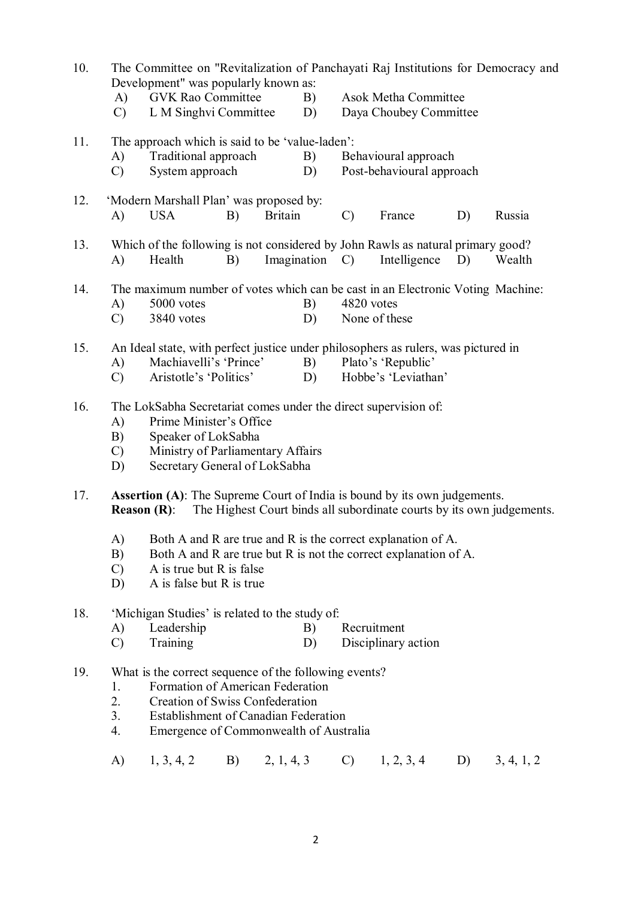10. The Committee on "Revitalization of Panchayati Raj Institutions for Democracy and Development" was popularly known as:
    - A) GVK Rao Committee
    - B) Asok Metha Committee
    - C) L M Singhvi Committee
    - D) Daya Choubey Committee

11. The approach which is said to be 'value-laden':
    - A) Traditional approach
    - B) Behavioural approach
    - C) System approach
    - D) Post-behavioural approach

12. 'Modern Marshall Plan' was proposed by:
    - A) USA
    - B) Britain
    - C) France
    - D) Russia

13. Which of the following is not considered by John Rawls as natural primary good?
    - A) Health
    - B) Imagination
    - C) Intelligence
    - D) Wealth

14. The maximum number of votes which can be cast in an Electronic Voting Machine:
    - A) 5000 votes
    - B) 4820 votes
    - C) 3840 votes
    - D) None of these

15. An Ideal state, with perfect justice under philosophers as rulers, was pictured in
    - A) Machiavelli's 'Prince'
    - B) Plato's 'Republic'
    - C) Aristotle's 'Politics'
    - D) Hobbe's 'Leviathan'

16. The LokSabha Secretariat comes under the direct supervision of:
    - A) Prime Minister's Office
    - B) Speaker of LokSabha
    - C) Ministry of Parliamentary Affairs
    - D) Secretary General of LokSabha

17. **Assertion (A)**: The Supreme Court of India is bound by its own judgements.
    **Reason (R)**: The Highest Court binds all subordinate courts by its own judgements.
    - A) Both A and R are true and R is the correct explanation of A.
    - B) Both A and R are true but R is not the correct explanation of A.
    - C) A is true but R is false
    - D) A is false but R is true

18. 'Michigan Studies' is related to the study of:
    - A) Leadership
    - B) Recruitment
    - C) Training
    - D) Disciplinary action

19. What is the correct sequence of the following events?
    1. Formation of American Federation
    2. Creation of Swiss Confederation
    3. Establishment of Canadian Federation
    4. Emergence of Commonwealth of Australia

    - A) 1, 3, 4, 2
    - B) 2, 1, 4, 3
    - C) 1, 2, 3, 4
    - D) 3, 4, 1, 2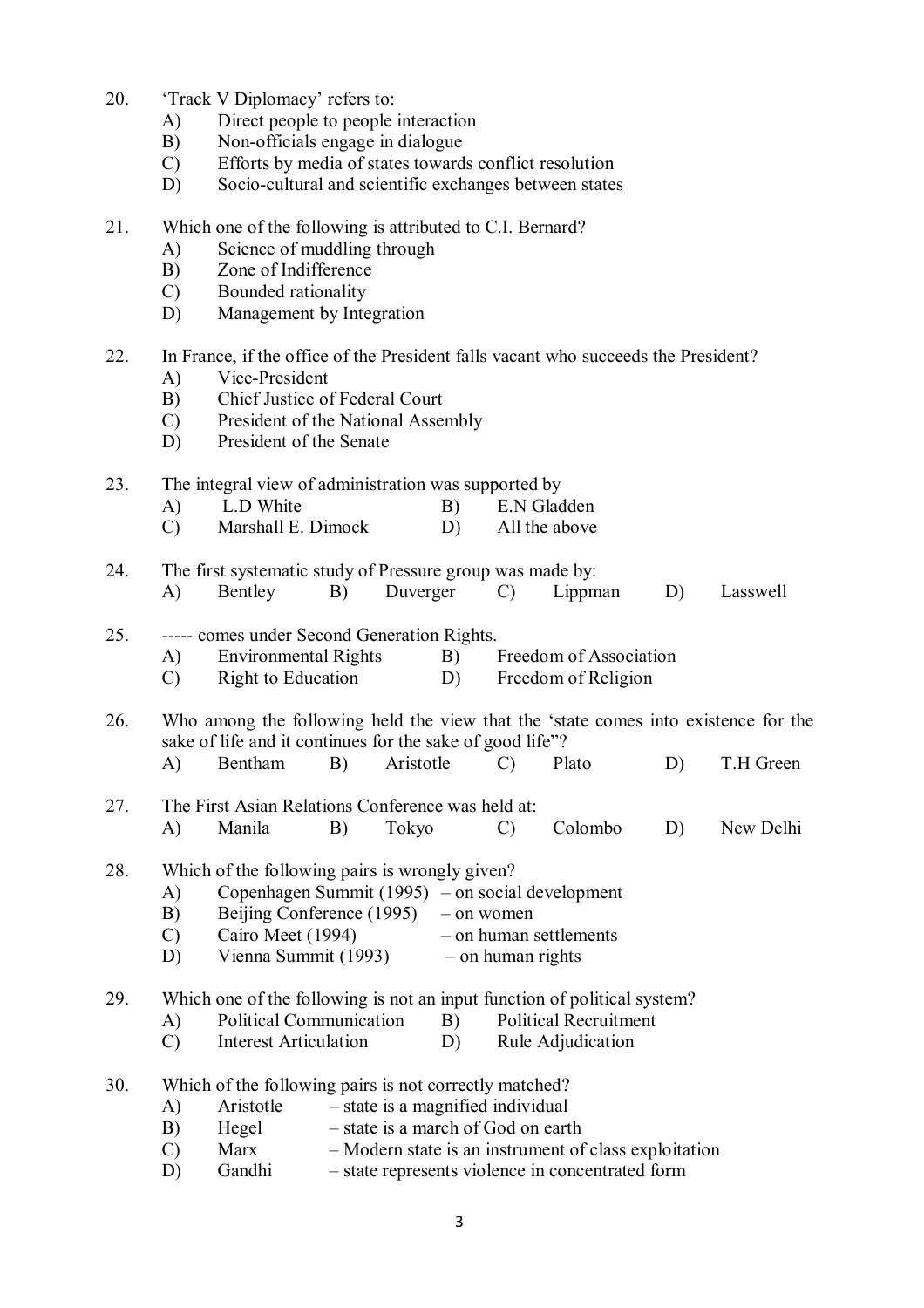20. 'Track V Diplomacy' refers to:
    A) Direct people to people interaction
    B) Non-officials engage in dialogue
    C) Efforts by media of states towards conflict resolution
    D) Socio-cultural and scientific exchanges between states

21. Which one of the following is attributed to C.I. Bernard?
    A) Science of muddling through
    B) Zone of Indifference
    C) Bounded rationality
    D) Management by Integration

22. In France, if the office of the President falls vacant who succeeds the President?
    A) Vice-President
    B) Chief Justice of Federal Court
    C) President of the National Assembly
    D) President of the Senate

23. The integral view of administration was supported by
    A) L.D White B) E.N Gladden
    C) Marshall E. Dimock D) All the above

24. The first systematic study of Pressure group was made by:
    A) Bentley B) Duverger C) Lippman D) Lasswell

25. ----- comes under Second Generation Rights.
    A) Environmental Rights B) Freedom of Association
    C) Right to Education D) Freedom of Religion

26. Who among the following held the view that the 'state comes into existence for the sake of life and it continues for the sake of good life"?
    A) Bentham B) Aristotle C) Plato D) T.H Green

27. The First Asian Relations Conference was held at:
    A) Manila B) Tokyo C) Colombo D) New Delhi

28. Which of the following pairs is wrongly given?
    A) Copenhagen Summit (1995) – on social development
    B) Beijing Conference (1995) – on women
    C) Cairo Meet (1994) – on human settlements
    D) Vienna Summit (1993) – on human rights

29. Which one of the following is not an input function of political system?
    A) Political Communication B) Political Recruitment
    C) Interest Articulation D) Rule Adjudication

30. Which of the following pairs is not correctly matched?
    A) Aristotle – state is a magnified individual
    B) Hegel – state is a march of God on earth
    C) Marx – Modern state is an instrument of class exploitation
    D) Gandhi – state represents violence in concentrated form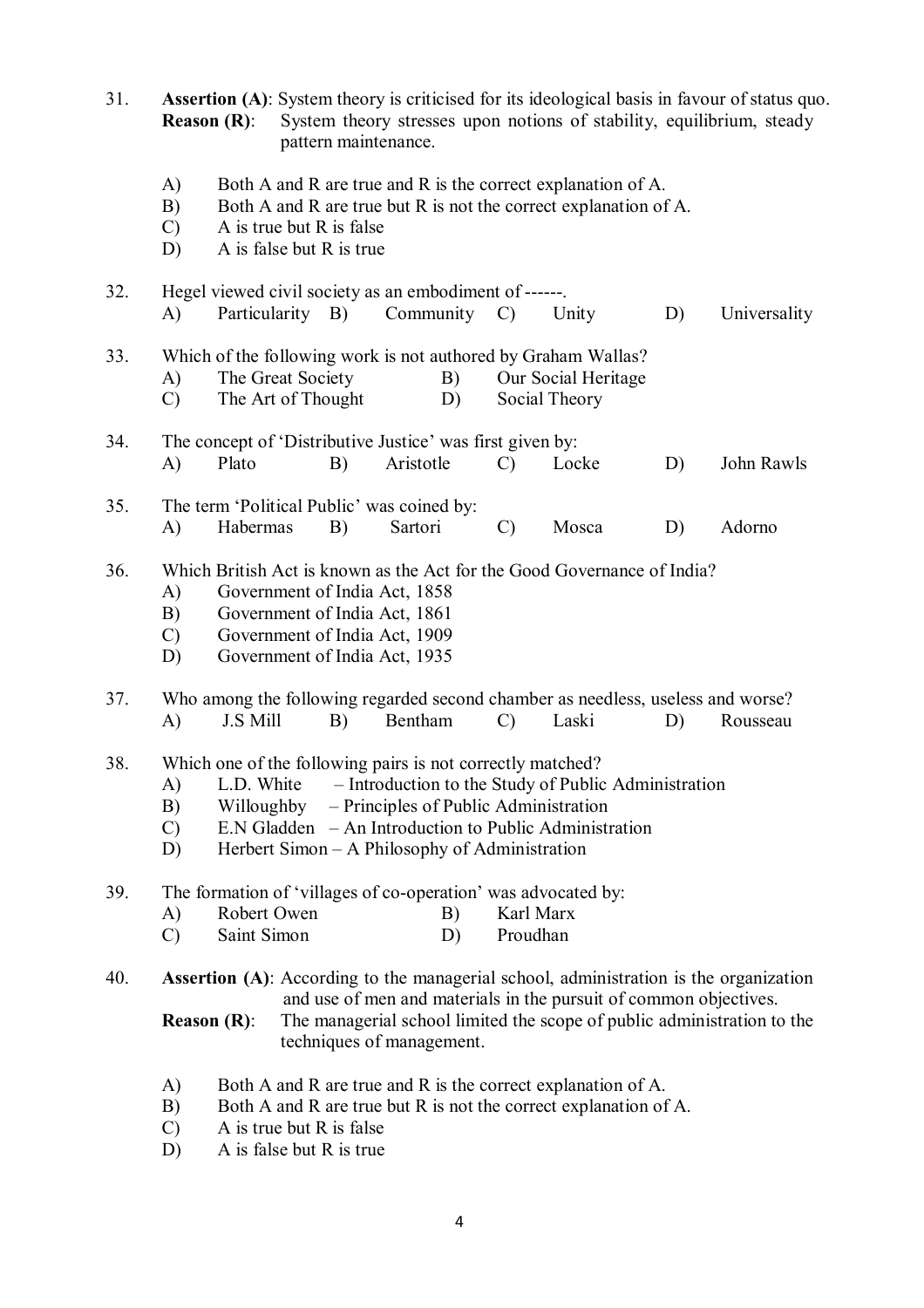31. **Assertion (A)**: System theory is criticised for its ideological basis in favour of status quo.
**Reason (R)**: System theory stresses upon notions of stability, equilibrium, steady pattern maintenance.

A) Both A and R are true and R is the correct explanation of A.
B) Both A and R are true but R is not the correct explanation of A.
C) A is true but R is false
D) A is false but R is true

32. Hegel viewed civil society as an embodiment of ------.
A) Particularity B) Community C) Unity D) Universality

33. Which of the following work is not authored by Graham Wallas?
A) The Great Society B) Our Social Heritage
C) The Art of Thought D) Social Theory

34. The concept of 'Distributive Justice' was first given by:
A) Plato B) Aristotle C) Locke D) John Rawls

35. The term 'Political Public' was coined by:
A) Habermas B) Sartori C) Mosca D) Adorno

36. Which British Act is known as the Act for the Good Governance of India?
A) Government of India Act, 1858
B) Government of India Act, 1861
C) Government of India Act, 1909
D) Government of India Act, 1935

37. Who among the following regarded second chamber as needless, useless and worse?
A) J.S Mill B) Bentham C) Laski D) Rousseau

38. Which one of the following pairs is not correctly matched?
A) L.D. White – Introduction to the Study of Public Administration
B) Willoughby – Principles of Public Administration
C) E.N Gladden – An Introduction to Public Administration
D) Herbert Simon – A Philosophy of Administration

39. The formation of 'villages of co-operation' was advocated by:
A) Robert Owen B) Karl Marx
C) Saint Simon D) Proudhan

40. **Assertion (A)**: According to the managerial school, administration is the organization and use of men and materials in the pursuit of common objectives.
**Reason (R)**: The managerial school limited the scope of public administration to the techniques of management.

A) Both A and R are true and R is the correct explanation of A.
B) Both A and R are true but R is not the correct explanation of A.
C) A is true but R is false
D) A is false but R is true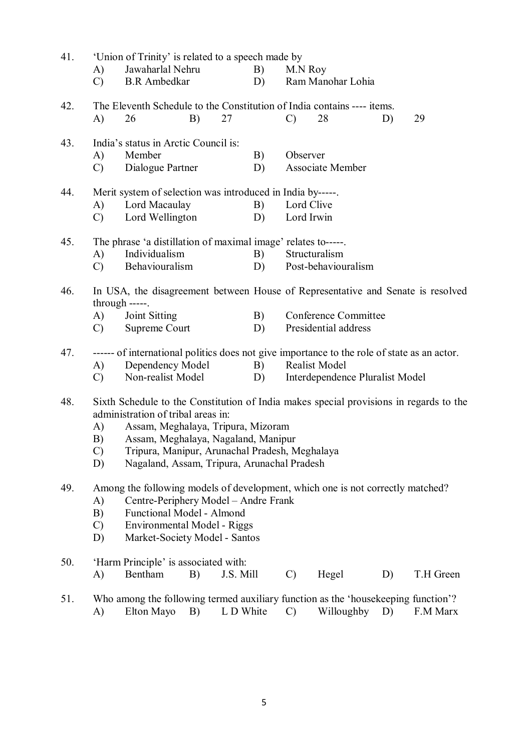41. 'Union of Trinity' is related to a speech made by
    A) Jawaharlal Nehru B) M.N Roy
    C) B.R Ambedkar D) Ram Manohar Lohia

42. The Eleventh Schedule to the Constitution of India contains ---- items.
    A) 26 B) 27 C) 28 D) 29

43. India's status in Arctic Council is:
    A) Member B) Observer
    C) Dialogue Partner D) Associate Member

44. Merit system of selection was introduced in India by-----.
    A) Lord Macaulay B) Lord Clive
    C) Lord Wellington D) Lord Irwin

45. The phrase 'a distillation of maximal image' relates to-----.
    A) Individualism B) Structuralism
    C) Behaviouralism D) Post-behaviouralism

46. In USA, the disagreement between House of Representative and Senate is resolved through -----.
    A) Joint Sitting B) Conference Committee
    C) Supreme Court D) Presidential address

47. ------ of international politics does not give importance to the role of state as an actor.
    A) Dependency Model B) Realist Model
    C) Non-realist Model D) Interdependence Pluralist Model

48. Sixth Schedule to the Constitution of India makes special provisions in regards to the administration of tribal areas in:
    A) Assam, Meghalaya, Tripura, Mizoram
    B) Assam, Meghalaya, Nagaland, Manipur
    C) Tripura, Manipur, Arunachal Pradesh, Meghalaya
    D) Nagaland, Assam, Tripura, Arunachal Pradesh

49. Among the following models of development, which one is not correctly matched?
    A) Centre-Periphery Model – Andre Frank
    B) Functional Model - Almond
    C) Environmental Model - Riggs
    D) Market-Society Model - Santos

50. 'Harm Principle' is associated with:
    A) Bentham B) J.S. Mill C) Hegel D) T.H Green

51. Who among the following termed auxiliary function as the 'housekeeping function'?
    A) Elton Mayo B) L D White C) Willoughby D) F.M Marx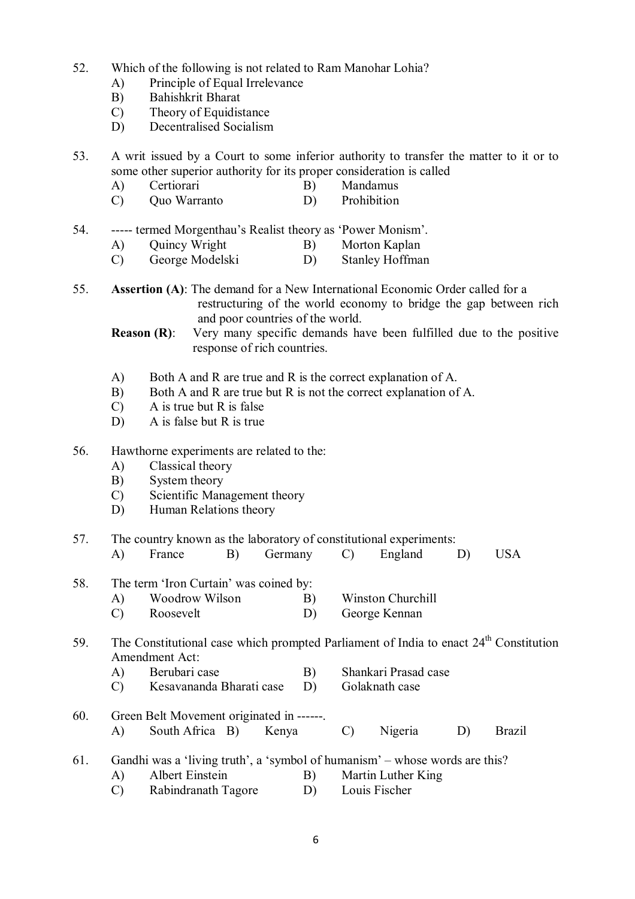52. Which of the following is not related to Ram Manohar Lohia?
    - A) Principle of Equal Irrelevance
    - B) Bahishkrit Bharat
    - C) Theory of Equidistance
    - D) Decentralised Socialism

53. A writ issued by a Court to some inferior authority to transfer the matter to it or to some other superior authority for its proper consideration is called
    - A) Certiorari
    - B) Mandamus
    - C) Quo Warranto
    - D) Prohibition

54. ----- termed Morgenthau's Realist theory as 'Power Monism'.
    - A) Quincy Wright
    - B) Morton Kaplan
    - C) George Modelski
    - D) Stanley Hoffman

55. **Assertion (A)**: The demand for a New International Economic Order called for a restructuring of the world economy to bridge the gap between rich and poor countries of the world.

    **Reason (R)**: Very many specific demands have been fulfilled due to the positive response of rich countries.

    - A) Both A and R are true and R is the correct explanation of A.
    - B) Both A and R are true but R is not the correct explanation of A.
    - C) A is true but R is false
    - D) A is false but R is true

56. Hawthorne experiments are related to the:
    - A) Classical theory
    - B) System theory
    - C) Scientific Management theory
    - D) Human Relations theory

57. The country known as the laboratory of constitutional experiments:
    - A) France
    - B) Germany
    - C) England
    - D) USA

58. The term 'Iron Curtain' was coined by:
    - A) Woodrow Wilson
    - B) Winston Churchill
    - C) Roosevelt
    - D) George Kennan

59. The Constitutional case which prompted Parliament of India to enact 24th Constitution Amendment Act:
    - A) Berubari case
    - B) Shankari Prasad case
    - C) Kesavananda Bharati case
    - D) Golaknath case

60. Green Belt Movement originated in ------.
    - A) South Africa
    - B) Kenya
    - C) Nigeria
    - D) Brazil

61. Gandhi was a 'living truth', a 'symbol of humanism' – whose words are this?
    - A) Albert Einstein
    - B) Martin Luther King
    - C) Rabindranath Tagore
    - D) Louis Fischer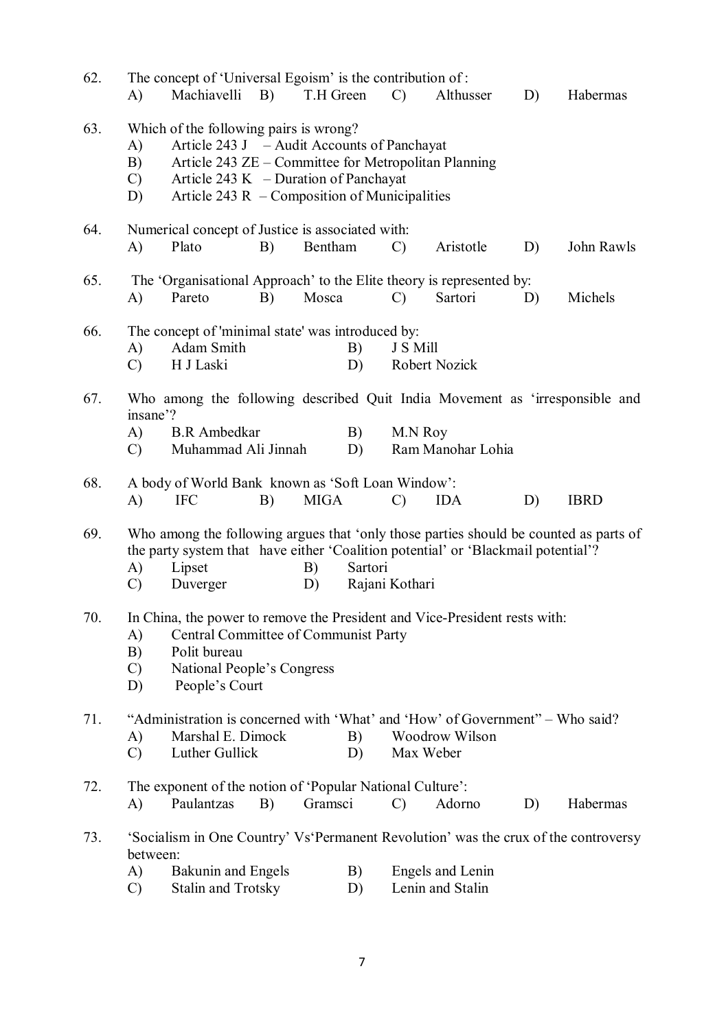62. The concept of 'Universal Egoism' is the contribution of :

A) Machiavelli B) T.H Green C) Althusser D) Habermas

63. Which of the following pairs is wrong?

A) Article 243 J – Audit Accounts of Panchayat
B) Article 243 ZE – Committee for Metropolitan Planning
C) Article 243 K – Duration of Panchayat
D) Article 243 R – Composition of Municipalities

64. Numerical concept of Justice is associated with:

A) Plato B) Bentham C) Aristotle D) John Rawls

65. The 'Organisational Approach' to the Elite theory is represented by:

A) Pareto B) Mosca C) Sartori D) Michels

66. The concept of 'minimal state' was introduced by:

A) Adam Smith B) J S Mill
C) H J Laski D) Robert Nozick

67. Who among the following described Quit India Movement as 'irresponsible and insane'?

A) B.R Ambedkar B) M.N Roy
C) Muhammad Ali Jinnah D) Ram Manohar Lohia

68. A body of World Bank known as 'Soft Loan Window':

A) IFC B) MIGA C) IDA D) IBRD

69. Who among the following argues that 'only those parties should be counted as parts of the party system that have either 'Coalition potential' or 'Blackmail potential'?

A) Lipset B) Sartori
C) Duverger D) Rajani Kothari

70. In China, the power to remove the President and Vice-President rests with:

A) Central Committee of Communist Party
B) Polit bureau
C) National People's Congress
D) People's Court

71. "Administration is concerned with 'What' and 'How' of Government" – Who said?

A) Marshal E. Dimock B) Woodrow Wilson
C) Luther Gullick D) Max Weber

72. The exponent of the notion of 'Popular National Culture':

A) Paulantzas B) Gramsci C) Adorno D) Habermas

73. 'Socialism in One Country' Vs'Permanent Revolution' was the crux of the controversy between:

A) Bakunin and Engels B) Engels and Lenin
C) Stalin and Trotsky D) Lenin and Stalin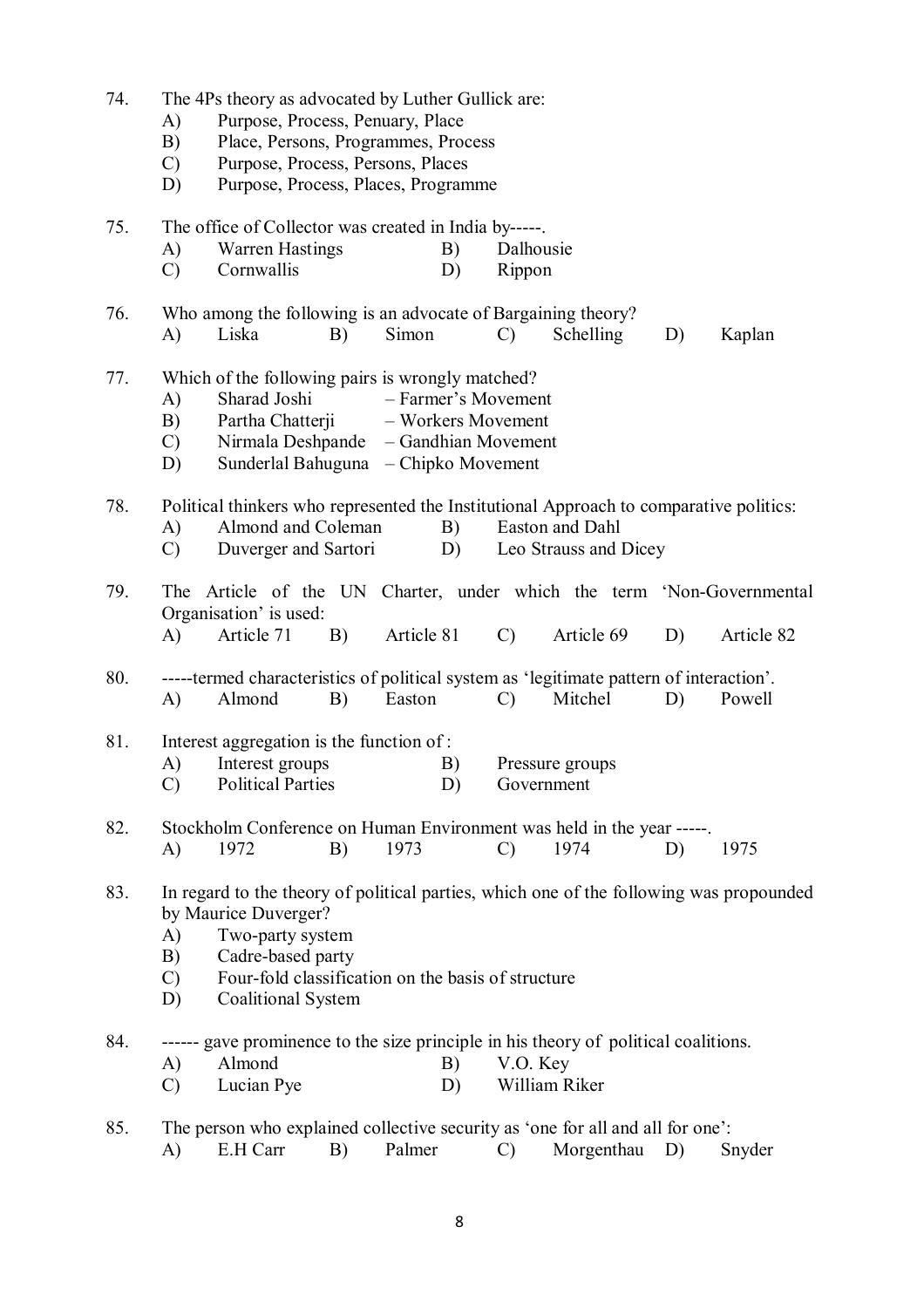74. The 4Ps theory as advocated by Luther Gullick are:
   A) Purpose, Process, Penuary, Place
   B) Place, Persons, Programmes, Process
   C) Purpose, Process, Persons, Places
   D) Purpose, Process, Places, Programme

75. The office of Collector was created in India by-----.
   A) Warren Hastings B) Dalhousie
   C) Cornwallis D) Rippon

76. Who among the following is an advocate of Bargaining theory?
   A) Liska B) Simon C) Schelling D) Kaplan

77. Which of the following pairs is wrongly matched?
   A) Sharad Joshi – Farmer's Movement
   B) Partha Chatterji – Workers Movement
   C) Nirmala Deshpande – Gandhian Movement
   D) Sunderlal Bahuguna – Chipko Movement

78. Political thinkers who represented the Institutional Approach to comparative politics:
   A) Almond and Coleman B) Easton and Dahl
   C) Duverger and Sartori D) Leo Strauss and Dicey

79. The Article of the UN Charter, under which the term 'Non-Governmental Organisation' is used:
   A) Article 71 B) Article 81 C) Article 69 D) Article 82

80. -----termed characteristics of political system as 'legitimate pattern of interaction'.
   A) Almond B) Easton C) Mitchel D) Powell

81. Interest aggregation is the function of :
   A) Interest groups B) Pressure groups
   C) Political Parties D) Government

82. Stockholm Conference on Human Environment was held in the year -----.
   A) 1972 B) 1973 C) 1974 D) 1975

83. In regard to the theory of political parties, which one of the following was propounded by Maurice Duverger?
   A) Two-party system
   B) Cadre-based party
   C) Four-fold classification on the basis of structure
   D) Coalitional System

84. ------ gave prominence to the size principle in his theory of political coalitions.
   A) Almond B) V.O. Key
   C) Lucian Pye D) William Riker

85. The person who explained collective security as 'one for all and all for one':
   A) E.H Carr B) Palmer C) Morgenthau D) Snyder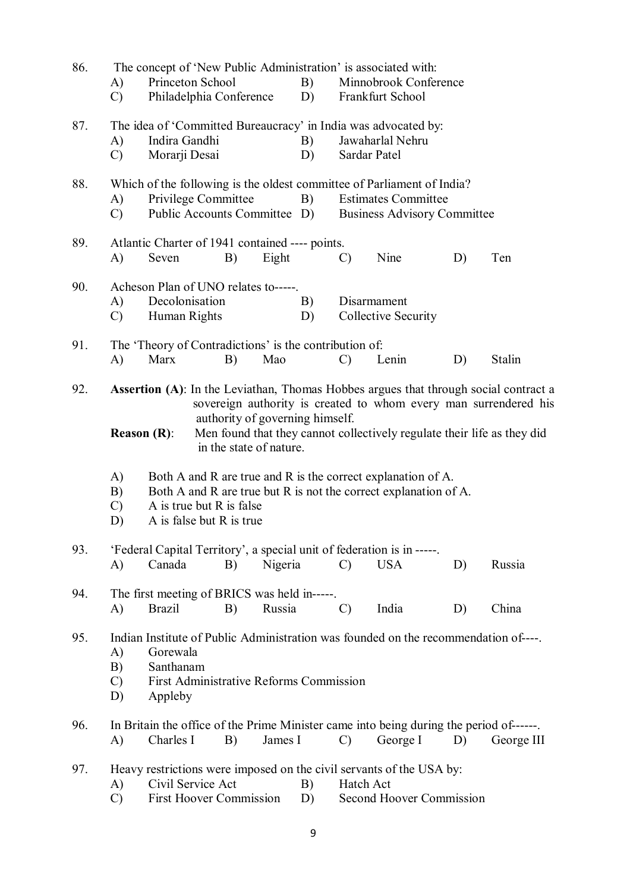86. The concept of 'New Public Administration' is associated with:

    A) Princeton School B) Minnobrook Conference
    C) Philadelphia Conference D) Frankfurt School

87. The idea of 'Committed Bureaucracy' in India was advocated by:

    A) Indira Gandhi B) Jawaharlal Nehru
    C) Morarji Desai D) Sardar Patel

88. Which of the following is the oldest committee of Parliament of India?

    A) Privilege Committee B) Estimates Committee
    C) Public Accounts Committee D) Business Advisory Committee

89. Atlantic Charter of 1941 contained ---- points.

    A) Seven B) Eight C) Nine D) Ten

90. Acheson Plan of UNO relates to-----.

    A) Decolonisation B) Disarmament
    C) Human Rights D) Collective Security

91. The 'Theory of Contradictions' is the contribution of:

    A) Marx B) Mao C) Lenin D) Stalin

92. **Assertion (A)**: In the Leviathan, Thomas Hobbes argues that through social contract a sovereign authority is created to whom every man surrendered his authority of governing himself.

    **Reason (R)**: Men found that they cannot collectively regulate their life as they did in the state of nature.

    A) Both A and R are true and R is the correct explanation of A.
    B) Both A and R are true but R is not the correct explanation of A.
    C) A is true but R is false
    D) A is false but R is true

93. 'Federal Capital Territory', a special unit of federation is in -----.

    A) Canada B) Nigeria C) USA D) Russia

94. The first meeting of BRICS was held in-----.

    A) Brazil B) Russia C) India D) China

95. Indian Institute of Public Administration was founded on the recommendation of----.

    A) Gorewala
    B) Santhanam
    C) First Administrative Reforms Commission
    D) Appleby

96. In Britain the office of the Prime Minister came into being during the period of------.

    A) Charles I B) James I C) George I D) George III

97. Heavy restrictions were imposed on the civil servants of the USA by:

    A) Civil Service Act B) Hatch Act
    C) First Hoover Commission D) Second Hoover Commission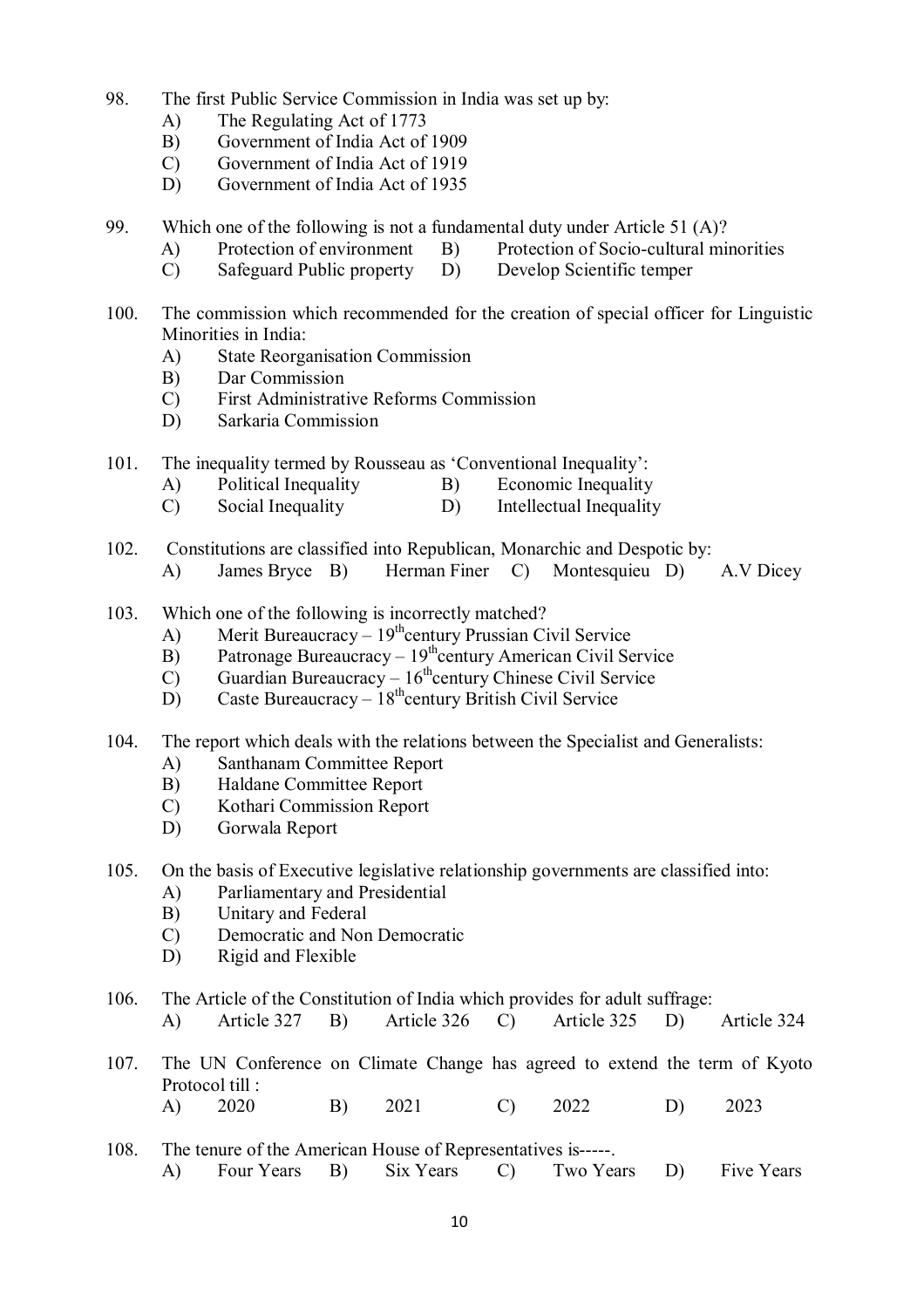98. The first Public Service Commission in India was set up by:
   - A) The Regulating Act of 1773
   - B) Government of India Act of 1909
   - C) Government of India Act of 1919
   - D) Government of India Act of 1935

99. Which one of the following is not a fundamental duty under Article 51 (A)?
   - A) Protection of environment
   - B) Protection of Socio-cultural minorities
   - C) Safeguard Public property
   - D) Develop Scientific temper

100. The commission which recommended for the creation of special officer for Linguistic Minorities in India:
   - A) State Reorganisation Commission
   - B) Dar Commission
   - C) First Administrative Reforms Commission
   - D) Sarkaria Commission

101. The inequality termed by Rousseau as 'Conventional Inequality':
   - A) Political Inequality
   - B) Economic Inequality
   - C) Social Inequality
   - D) Intellectual Inequality

102. Constitutions are classified into Republican, Monarchic and Despotic by:
   - A) James Bryce
   - B) Herman Finer
   - C) Montesquieu
   - D) A.V Dicey

103. Which one of the following is incorrectly matched?
   - A) Merit Bureaucracy – 19th century Prussian Civil Service
   - B) Patronage Bureaucracy – 19th century American Civil Service
   - C) Guardian Bureaucracy – 16th century Chinese Civil Service
   - D) Caste Bureaucracy – 18th century British Civil Service

104. The report which deals with the relations between the Specialist and Generalists:
   - A) Santhanam Committee Report
   - B) Haldane Committee Report
   - C) Kothari Commission Report
   - D) Gorwala Report

105. On the basis of Executive legislative relationship governments are classified into:
   - A) Parliamentary and Presidential
   - B) Unitary and Federal
   - C) Democratic and Non Democratic
   - D) Rigid and Flexible

106. The Article of the Constitution of India which provides for adult suffrage:
   - A) Article 327
   - B) Article 326
   - C) Article 325
   - D) Article 324

107. The UN Conference on Climate Change has agreed to extend the term of Kyoto Protocol till :
   - A) 2020
   - B) 2021
   - C) 2022
   - D) 2023

108. The tenure of the American House of Representatives is-----.
   - A) Four Years
   - B) Six Years
   - C) Two Years
   - D) Five Years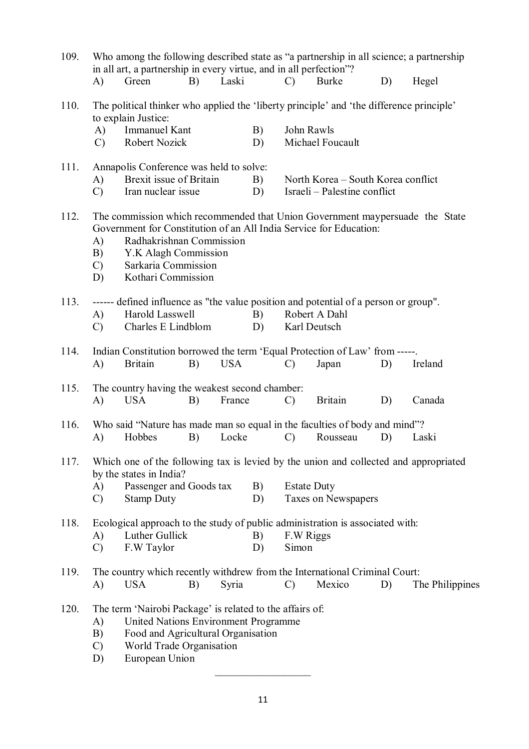109. Who among the following described state as "a partnership in all science; a partnership in all art, a partnership in every virtue, and in all perfection"?

A) Green B) Laski C) Burke D) Hegel

110. The political thinker who applied the 'liberty principle' and 'the difference principle' to explain Justice:

A) Immanuel Kant B) John Rawls
C) Robert Nozick D) Michael Foucault

111. Annapolis Conference was held to solve:

A) Brexit issue of Britain B) North Korea – South Korea conflict
C) Iran nuclear issue D) Israeli – Palestine conflict

112. The commission which recommended that Union Government maypersuade the State Government for Constitution of an All India Service for Education:

A) Radhakrishnan Commission
B) Y.K Alagh Commission
C) Sarkaria Commission
D) Kothari Commission

113. ------ defined influence as "the value position and potential of a person or group".

A) Harold Lasswell B) Robert A Dahl
C) Charles E Lindblom D) Karl Deutsch

114. Indian Constitution borrowed the term 'Equal Protection of Law' from -----.

A) Britain B) USA C) Japan D) Ireland

115. The country having the weakest second chamber:

A) USA B) France C) Britain D) Canada

116. Who said "Nature has made man so equal in the faculties of body and mind"?

A) Hobbes B) Locke C) Rousseau D) Laski

117. Which one of the following tax is levied by the union and collected and appropriated by the states in India?

A) Passenger and Goods tax B) Estate Duty
C) Stamp Duty D) Taxes on Newspapers

118. Ecological approach to the study of public administration is associated with:

A) Luther Gullick B) F.W Riggs
C) F.W Taylor D) Simon

119. The country which recently withdrew from the International Criminal Court:

A) USA B) Syria C) Mexico D) The Philippines

120. The term 'Nairobi Package' is related to the affairs of:

A) United Nations Environment Programme
B) Food and Agricultural Organisation
C) World Trade Organisation
D) European Union